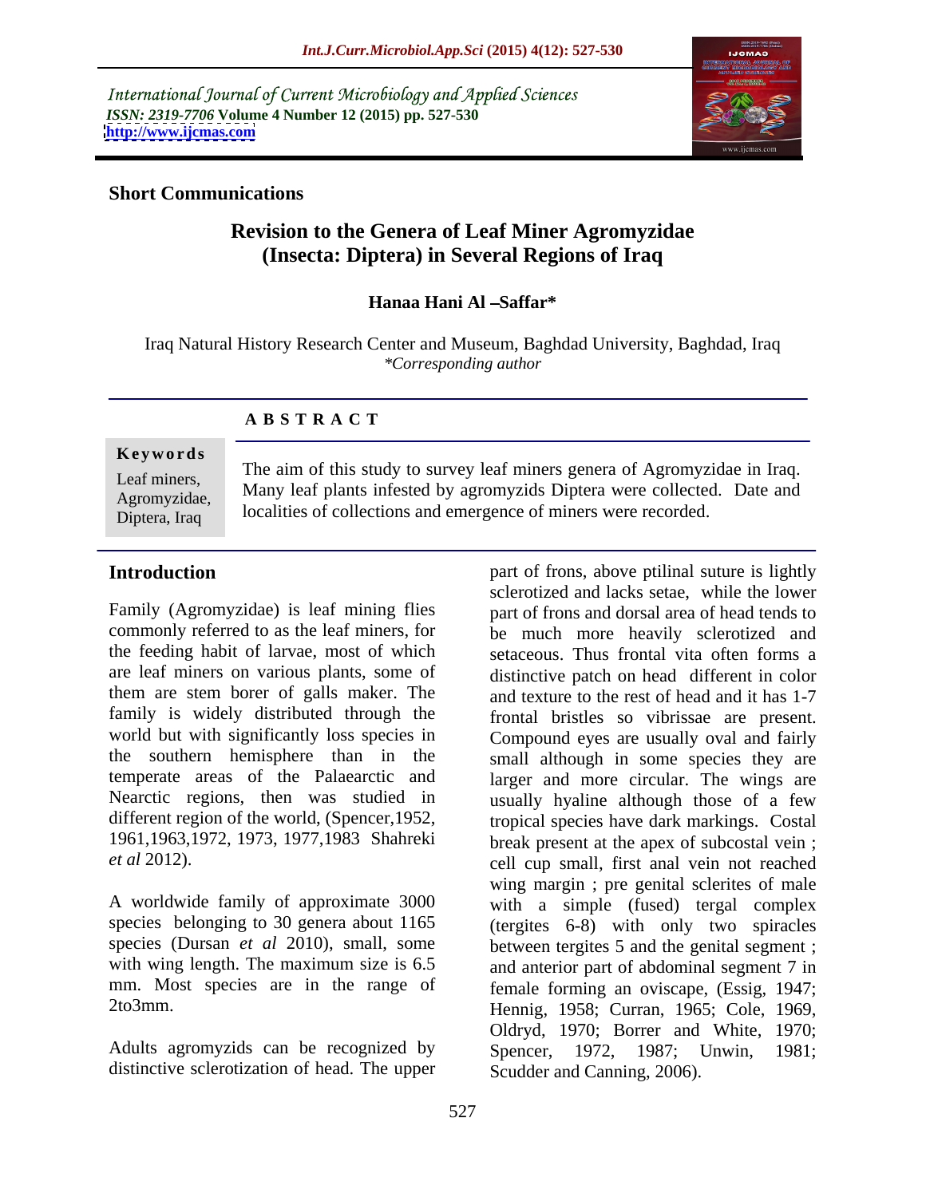International Journal of Current Microbiology and Applied Sciences
*ISSN: 2319-7706* **Volume 4 Number 12 (2015) pp. 527-530**
**http://www.ijcmas.com**

**Short Communications**

# Revision to the Genera of Leaf Miner Agromyzidae (Insecta: Diptera) in Several Regions of Iraq

**Hanaa Hani Al –Saffar***

Iraq Natural History Research Center and Museum, Baghdad University, Baghdad, Iraq
*\*Corresponding author*

## A B S T R A C T

**Keywords**

Leaf miners, Agromyzidae, Diptera, Iraq

The aim of this study to survey leaf miners genera of Agromyzidae in Iraq. Many leaf plants infested by agromyzids Diptera were collected. Date and localities of collections and emergence of miners were recorded.

## Introduction

Family (Agromyzidae) is leaf mining flies commonly referred to as the leaf miners, for the feeding habit of larvae, most of which are leaf miners on various plants, some of them are stem borer of galls maker. The family is widely distributed through the world but with significantly loss species in the southern hemisphere than in the temperate areas of the Palaearctic and Nearctic regions, then was studied in different region of the world, (Spencer,1952, 1961,1963,1972, 1973, 1977,1983 Shahreki *et al* 2012).

A worldwide family of approximate 3000 species belonging to 30 genera about 1165 species (Dursan *et al* 2010), small, some with wing length. The maximum size is 6.5 mm. Most species are in the range of 2to3mm.

Adults agromyzids can be recognized by distinctive sclerotization of head. The upper part of frons, above ptilinal suture is lightly sclerotized and lacks setae, while the lower part of frons and dorsal area of head tends to be much more heavily sclerotized and setaceous. Thus frontal vita often forms a distinctive patch on head different in color and texture to the rest of head and it has 1-7 frontal bristles so vibrissae are present. Compound eyes are usually oval and fairly small although in some species they are larger and more circular. The wings are usually hyaline although those of a few tropical species have dark markings. Costal break present at the apex of subcostal vein ; cell cup small, first anal vein not reached wing margin ; pre genital sclerites of male with a simple (fused) tergal complex (tergites 6-8) with only two spiracles between tergites 5 and the genital segment ; and anterior part of abdominal segment 7 in female forming an oviscape, (Essig, 1947; Hennig, 1958; Curran, 1965; Cole, 1969, Oldryd, 1970; Borrer and White, 1970; Spencer, 1972, 1987; Unwin, 1981; Scudder and Canning, 2006).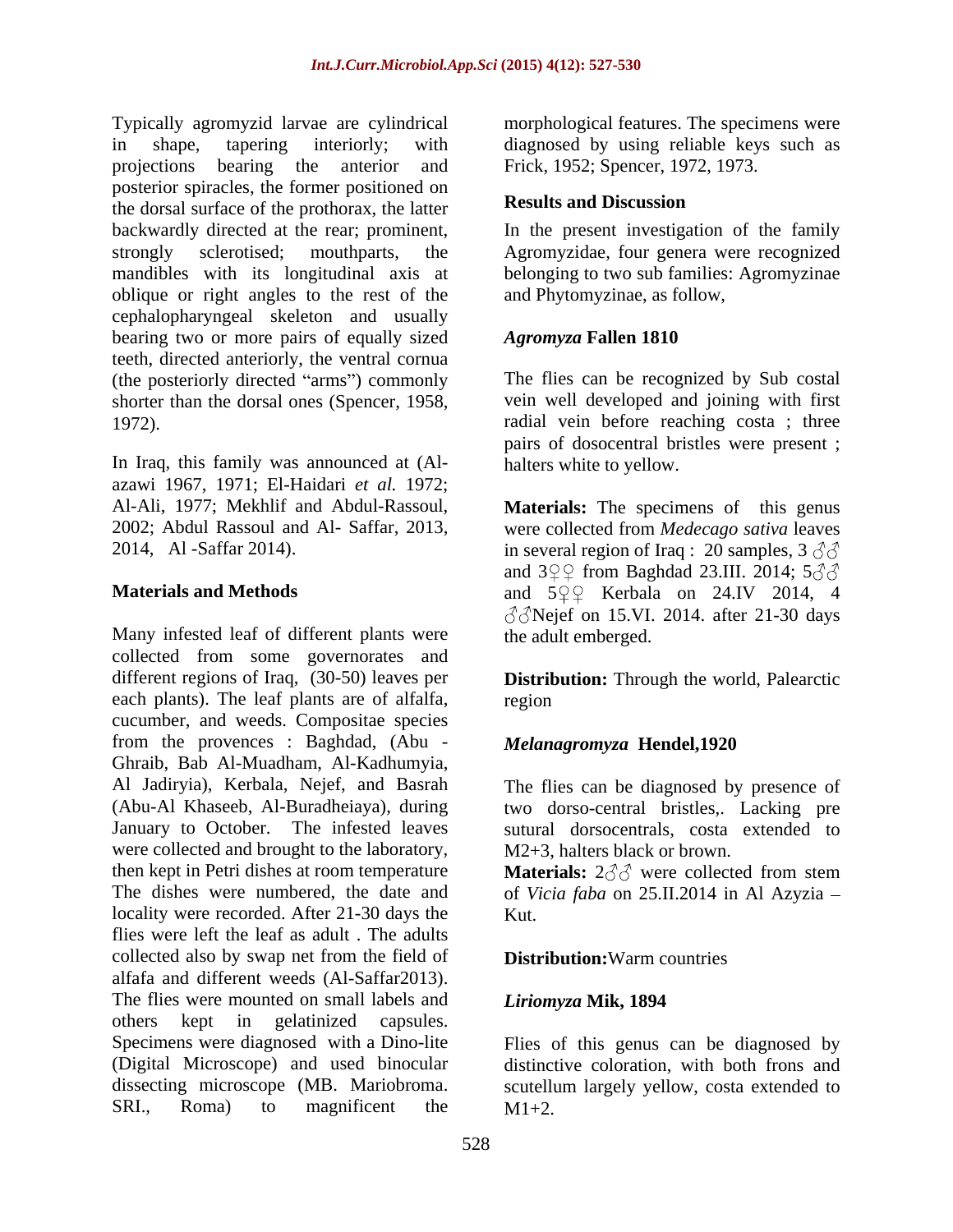Typically agromyzid larvae are cylindrical in shape, tapering interiorly; with projections bearing the anterior and posterior spiracles, the former positioned on the dorsal surface of the prothorax, the latter backwardly directed at the rear; prominent, strongly sclerotised; mouthparts, the mandibles with its longitudinal axis at oblique or right angles to the rest of the cephalopharyngeal skeleton and usually bearing two or more pairs of equally sized teeth, directed anteriorly, the ventral cornua (the posteriorly directed "arms") commonly shorter than the dorsal ones (Spencer, 1958, 1972).

In Iraq, this family was announced at (Al-azawi 1967, 1971; El-Haidari *et al.* 1972; Al-Ali, 1977; Mekhlif and Abdul-Rassoul, 2002; Abdul Rassoul and Al- Saffar, 2013, 2014, Al -Saffar 2014).

## Materials and Methods

Many infested leaf of different plants were collected from some governorates and different regions of Iraq, (30-50) leaves per each plants). The leaf plants are of alfalfa, cucumber, and weeds. Compositae species from the provences : Baghdad, (Abu - Ghraib, Bab Al-Muadham, Al-Kadhumyia, Al Jadiryia), Kerbala, Nejef, and Basrah (Abu-Al Khaseeb, Al-Buradheiaya), during January to October. The infested leaves were collected and brought to the laboratory, then kept in Petri dishes at room temperature The dishes were numbered, the date and locality were recorded. After 21-30 days the flies were left the leaf as adult . The adults collected also by swap net from the field of alfafa and different weeds (Al-Saffar2013). The flies were mounted on small labels and others kept in gelatinized capsules. Specimens were diagnosed with a Dino-lite (Digital Microscope) and used binocular dissecting microscope (MB. Mariobroma. SRI., Roma) to magnificent the morphological features. The specimens were diagnosed by using reliable keys such as Frick, 1952; Spencer, 1972, 1973.

## Results and Discussion

In the present investigation of the family Agromyzidae, four genera were recognized belonging to two sub families: Agromyzinae and Phytomyzinae, as follow,

### *Agromyza* Fallen 1810

The flies can be recognized by Sub costal vein well developed and joining with first radial vein before reaching costa ; three pairs of dosocentral bristles were present ; halters white to yellow.

**Materials:** The specimens of this genus were collected from *Medecago sativa* leaves in several region of Iraq : 20 samples, 3 ♂♂ and 3♀♀ from Baghdad 23.III. 2014; 5♂♂ and 5♀♀ Kerbala on 24.IV 2014, 4 ♂♂Nejef on 15.VI. 2014. after 21-30 days the adult emberged.

**Distribution:** Through the world, Palearctic region

### *Melanagromyza* Hendel,1920

The flies can be diagnosed by presence of two dorso-central bristles,. Lacking pre sutural dorsocentrals, costa extended to M2+3, halters black or brown.

**Materials:** 2♂♂ were collected from stem of *Vicia faba* on 25.II.2014 in Al Azyzia – Kut.

**Distribution:** Warm countries

### *Liriomyza* Mik, 1894

Flies of this genus can be diagnosed by distinctive coloration, with both frons and scutellum largely yellow, costa extended to M1+2.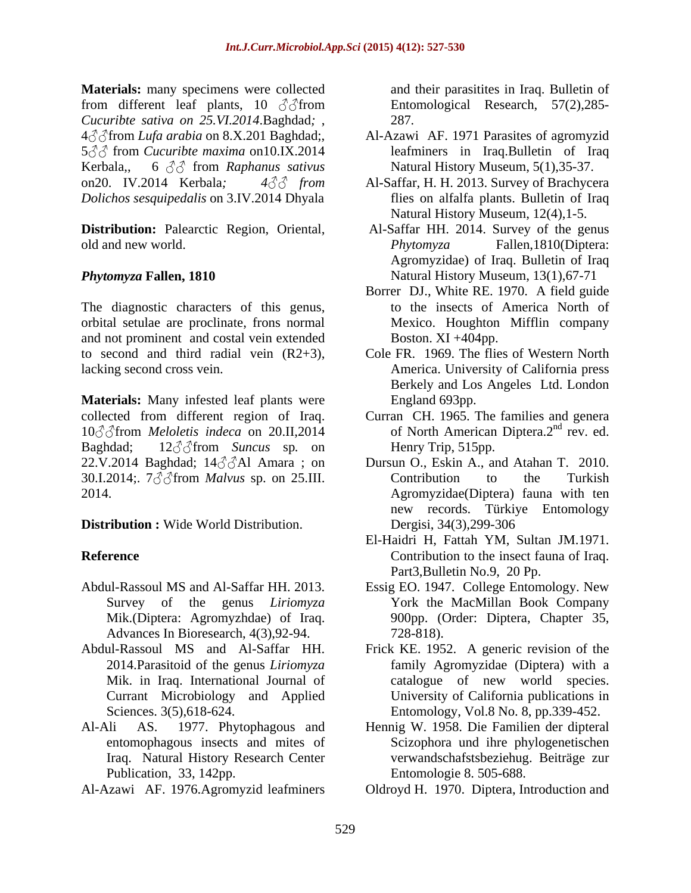**Materials:** many specimens were collected from different leaf plants, 10 ♂♂from *Cucuribte sativa on 25.VI.2014.*Baghdad*;* , 4♂♂from *Lufa arabia* on 8.X.201 Baghdad;, 5♂♂ from *Cucuribte maxima* on10.IX.2014 Kerbala,, 6 ♂♂ from *Raphanus sativus* on20. IV.2014 Kerbala*; 4♂♂ from Dolichos sesquipedalis* on 3.IV.2014 Dhyala

**Distribution:** Palearctic Region, Oriental, old and new world.

### *Phytomyza* Fallen, 1810

The diagnostic characters of this genus, orbital setulae are proclinate, frons normal and not prominent and costal vein extended to second and third radial vein (R2+3), lacking second cross vein.

**Materials:** Many infested leaf plants were collected from different region of Iraq. 10♂♂from *Meloletis indeca* on 20.II,2014 Baghdad; 12♂♂from *Suncus* sp*.* on 22.V.2014 Baghdad; 14♂♂Al Amara ; on 30.I.2014;. 7♂♂from *Malvus* sp. on 25.III. 2014.

**Distribution :** Wide World Distribution.

## Reference

Abdul-Rassoul MS and Al-Saffar HH. 2013. Survey of the genus *Liriomyza* Mik.(Diptera: Agromyzhdae) of Iraq. Advances In Bioresearch, 4(3),92-94.

Abdul-Rassoul MS and Al-Saffar HH. 2014.Parasitoid of the genus *Liriomyza* Mik. in Iraq. International Journal of Currant Microbiology and Applied Sciences. 3(5),618-624.

Al-Ali AS. 1977. Phytophagous and entomophagous insects and mites of Iraq. Natural History Research Center Publication, 33, 142pp.

Al-Azawi AF. 1976.Agromyzid leafminers and their parasitites in Iraq. Bulletin of Entomological Research, 57(2),285-287.

Al-Azawi AF. 1971 Parasites of agromyzid leafminers in Iraq.Bulletin of Iraq Natural History Museum, 5(1),35-37.

Al-Saffar, H. H. 2013. Survey of Brachycera flies on alfalfa plants. Bulletin of Iraq Natural History Museum, 12(4),1-5.

Al-Saffar HH. 2014. Survey of the genus *Phytomyza* Fallen,1810(Diptera: Agromyzidae) of Iraq. Bulletin of Iraq Natural History Museum, 13(1),67-71

Borrer DJ., White RE. 1970. A field guide to the insects of America North of Mexico. Houghton Mifflin company Boston. XI +404pp.

Cole FR. 1969. The flies of Western North America. University of California press Berkely and Los Angeles Ltd. London England 693pp.

Curran CH. 1965. The families and genera of North American Diptera.2nd rev. ed. Henry Trip, 515pp.

Dursun O., Eskin A., and Atahan T. 2010. Contribution to the Turkish Agromyzidae(Diptera) fauna with ten new records. Türkiye Entomology Dergisi, 34(3),299-306

El-Haidri H, Fattah YM, Sultan JM.1971. Contribution to the insect fauna of Iraq. Part3,Bulletin No.9, 20 Pp.

Essig EO. 1947. College Entomology. New York the MacMillan Book Company 900pp. (Order: Diptera, Chapter 35, 728-818).

Frick KE. 1952. A generic revision of the family Agromyzidae (Diptera) with a catalogue of new world species. University of California publications in Entomology, Vol.8 No. 8, pp.339-452.

Hennig W. 1958. Die Familien der dipteral Scizophora und ihre phylogenetischen verwandschaftstsbeziehug. Beiträge zur Entomologie 8. 505-688.

Oldroyd H. 1970. Diptera, Introduction and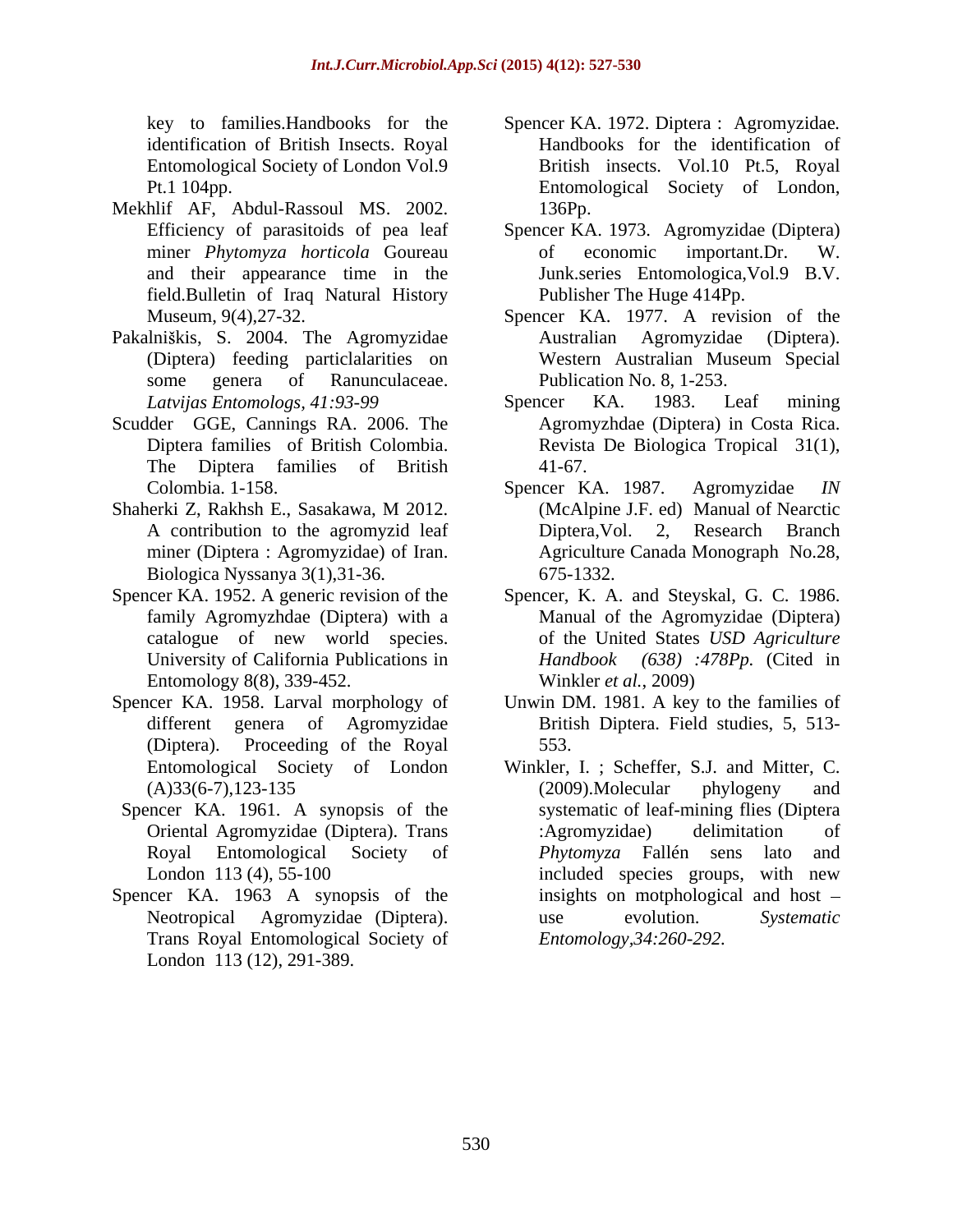key to families.Handbooks for the identification of British Insects. Royal Entomological Society of London Vol.9 Pt.1 104pp.

Mekhlif AF, Abdul-Rassoul MS. 2002. Efficiency of parasitoids of pea leaf miner *Phytomyza horticola* Goureau and their appearance time in the field.Bulletin of Iraq Natural History Museum, 9(4),27-32.

Pakalniškis, S. 2004. The Agromyzidae (Diptera) feeding particlalarities on some genera of Ranunculaceae. *Latvijas Entomologs*, *41:93-99*

Scudder GGE, Cannings RA. 2006. The Diptera families of British Colombia. The Diptera families of British Colombia. 1-158.

Shaherki Z, Rakhsh E., Sasakawa, M 2012. A contribution to the agromyzid leaf miner (Diptera : Agromyzidae) of Iran. Biologica Nyssanya 3(1),31-36.

Spencer KA. 1952. A generic revision of the family Agromyzhdae (Diptera) with a catalogue of new world species. University of California Publications in Entomology 8(8), 339-452.

Spencer KA. 1958. Larval morphology of different genera of Agromyzidae (Diptera). Proceeding of the Royal Entomological Society of London (A)33(6-7),123-135

Spencer KA. 1961. A synopsis of the Oriental Agromyzidae (Diptera). Trans Royal Entomological Society of London 113 (4), 55-100

Spencer KA. 1963 A synopsis of the Neotropical Agromyzidae (Diptera). Trans Royal Entomological Society of London 113 (12), 291-389.

Spencer KA. 1972. Diptera : Agromyzidae. Handbooks for the identification of British insects. Vol.10 Pt.5, Royal Entomological Society of London, 136Pp.

Spencer KA. 1973. Agromyzidae (Diptera) of economic important.Dr. W. Junk.series Entomologica,Vol.9 B.V. Publisher The Huge 414Pp.

Spencer KA. 1977. A revision of the Australian Agromyzidae (Diptera). Western Australian Museum Special Publication No. 8, 1-253.

Spencer KA. 1983. Leaf mining Agromyzhdae (Diptera) in Costa Rica. Revista De Biologica Tropical 31(1), 41-67.

Spencer KA. 1987. Agromyzidae *IN* (McAlpine J.F. ed) Manual of Nearctic Diptera,Vol. 2, Research Branch Agriculture Canada Monograph No.28, 675-1332.

Spencer, K. A. and Steyskal, G. C. 1986. Manual of the Agromyzidae (Diptera) of the United States *USD Agriculture Handbook (638) :478Pp.* (Cited in Winkler *et al.*, 2009)

Unwin DM. 1981. A key to the families of British Diptera. Field studies, 5, 513-553.

Winkler, I. ; Scheffer, S.J. and Mitter, C. (2009).Molecular phylogeny and systematic of leaf-mining flies (Diptera :Agromyzidae) delimitation of *Phytomyza* Fallén sens lato and included species groups, with new insights on motphological and host – use evolution. *Systematic Entomology,34:260-292.*